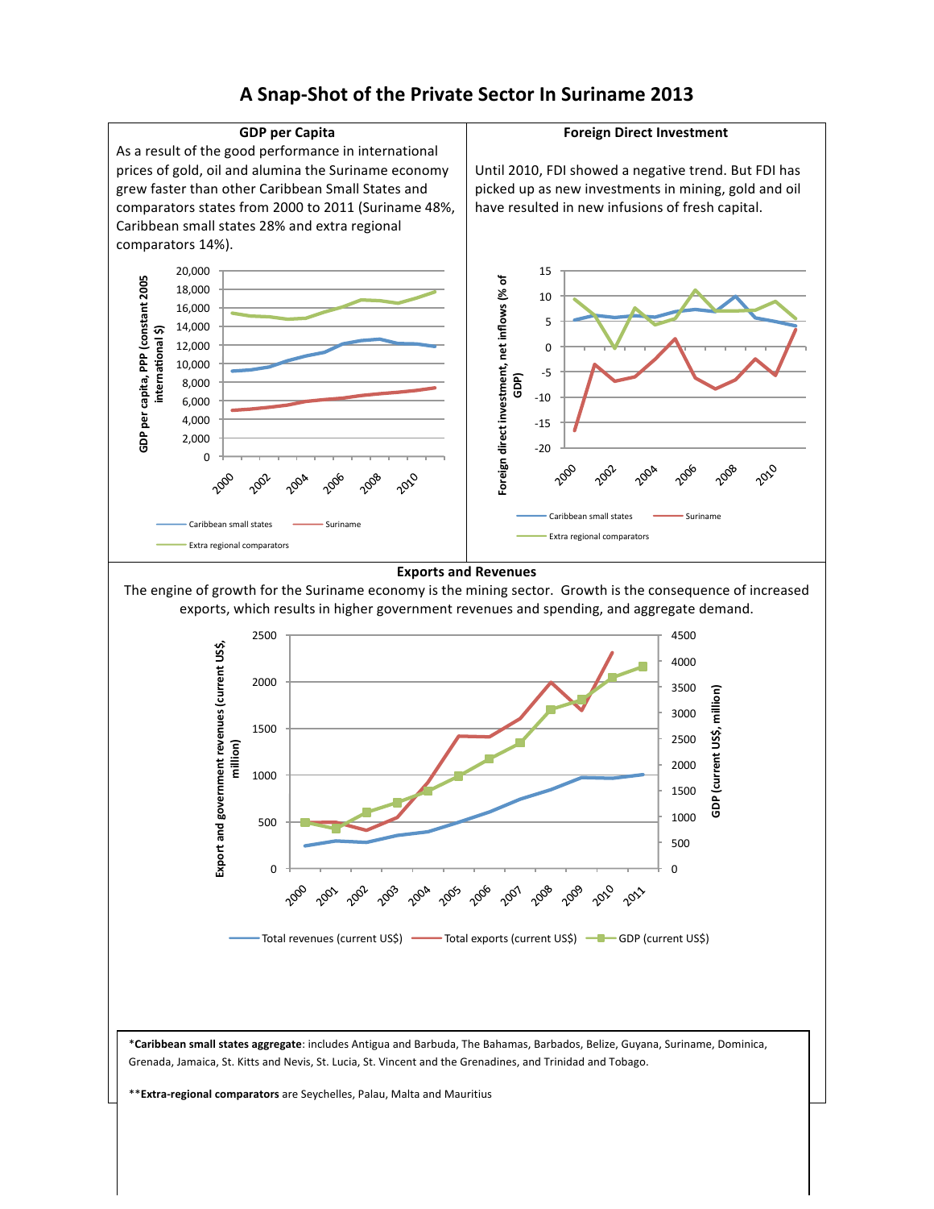# A Snap-Shot of the Private Sector In Suriname 2013

## GDP per Capita

As a result of the good performance in international prices of gold, oil and alumina the Suriname economy grew faster than other Caribbean Small States and comparators states from 2000 to 2011 (Suriname 48%, Caribbean small states 28% and extra regional comparators 14%).

## Foreign Direct Investment

Until 2010, FDI showed a negative trend. But FDI has picked up as new investments in mining, gold and oil have resulted in new infusions of fresh capital.

## Exports and Revenues

The engine of growth for the Suriname economy is the mining sector. Growth is the consequence of increased exports, which results in higher government revenues and spending, and aggregate demand.

*Caribbean small states aggregate: includes Antigua and Barbuda, The Bahamas, Barbados, Belize, Guyana, Suriname, Dominica, Grenada, Jamaica, St. Kitts and Nevis, St. Lucia, St. Vincent and the Grenadines, and Trinidad and Tobago.

**Extra-regional comparators are Seychelles, Palau, Malta and Mauritius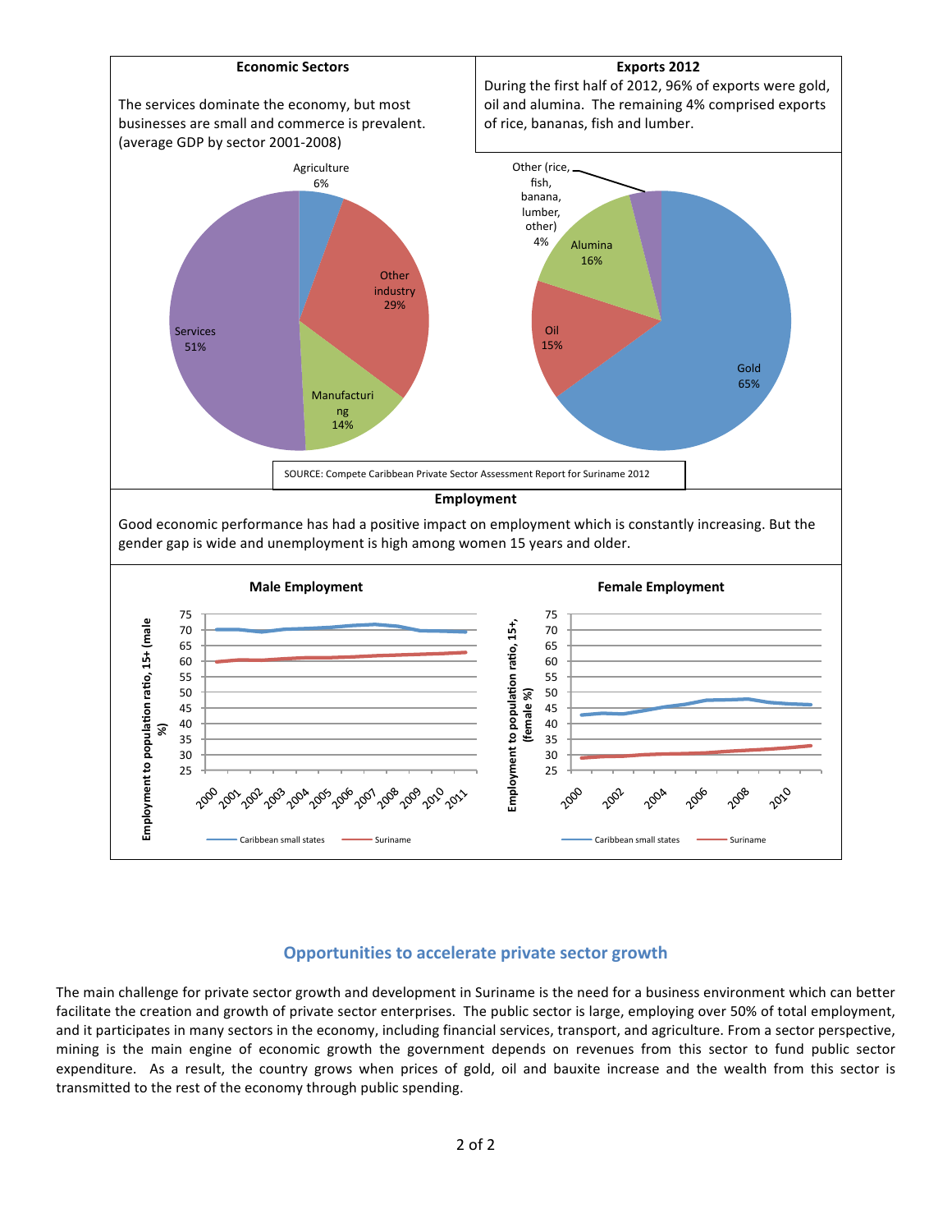### Economic Sectors

The services dominate the economy, but most businesses are small and commerce is prevalent. (average GDP by sector 2001-2008)

Agriculture 6%
Other industry 29%
Manufacturing 14%
Services 51%

### Exports 2012

During the first half of 2012, 96% of exports were gold, oil and alumina. The remaining 4% comprised exports of rice, bananas, fish and lumber.

Other (rice, fish, banana, lumber, other) 4%
Alumina 16%
Oil 15%
Gold 65%

SOURCE: Compete Caribbean Private Sector Assessment Report for Suriname 2012

### Employment

Good economic performance has had a positive impact on employment which is constantly increasing. But the gender gap is wide and unemployment is high among women 15 years and older.

**Male Employment**

Employment to population ratio, 15+ (male %)

Caribbean small states — Suriname

**Female Employment**

Employment to population ratio, 15+, (female %)

Caribbean small states — Suriname

## Opportunities to accelerate private sector growth

The main challenge for private sector growth and development in Suriname is the need for a business environment which can better facilitate the creation and growth of private sector enterprises. The public sector is large, employing over 50% of total employment, and it participates in many sectors in the economy, including financial services, transport, and agriculture. From a sector perspective, mining is the main engine of economic growth the government depends on revenues from this sector to fund public sector expenditure. As a result, the country grows when prices of gold, oil and bauxite increase and the wealth from this sector is transmitted to the rest of the economy through public spending.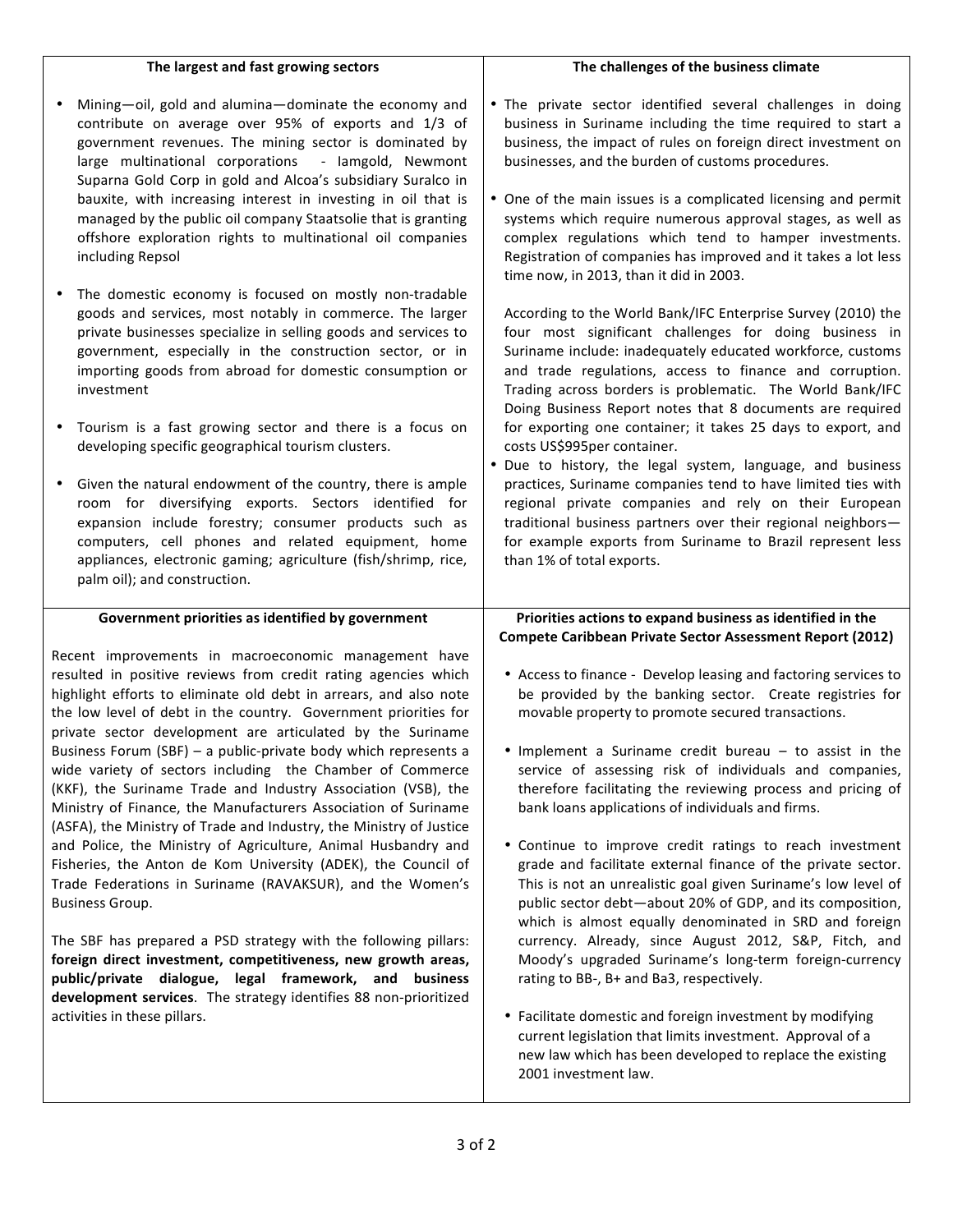### The largest and fast growing sectors

- Mining—oil, gold and alumina—dominate the economy and contribute on average over 95% of exports and 1/3 of government revenues. The mining sector is dominated by large multinational corporations - Iamgold, Newmont Suparna Gold Corp in gold and Alcoa's subsidiary Suralco in bauxite, with increasing interest in investing in oil that is managed by the public oil company Staatsolie that is granting offshore exploration rights to multinational oil companies including Repsol
- The domestic economy is focused on mostly non-tradable goods and services, most notably in commerce. The larger private businesses specialize in selling goods and services to government, especially in the construction sector, or in importing goods from abroad for domestic consumption or investment
- Tourism is a fast growing sector and there is a focus on developing specific geographical tourism clusters.
- Given the natural endowment of the country, there is ample room for diversifying exports. Sectors identified for expansion include forestry; consumer products such as computers, cell phones and related equipment, home appliances, electronic gaming; agriculture (fish/shrimp, rice, palm oil); and construction.

### The challenges of the business climate

- The private sector identified several challenges in doing business in Suriname including the time required to start a business, the impact of rules on foreign direct investment on businesses, and the burden of customs procedures.
- One of the main issues is a complicated licensing and permit systems which require numerous approval stages, as well as complex regulations which tend to hamper investments. Registration of companies has improved and it takes a lot less time now, in 2013, than it did in 2003.

  According to the World Bank/IFC Enterprise Survey (2010) the four most significant challenges for doing business in Suriname include: inadequately educated workforce, customs and trade regulations, access to finance and corruption. Trading across borders is problematic. The World Bank/IFC Doing Business Report notes that 8 documents are required for exporting one container; it takes 25 days to export, and costs US$995per container.
- Due to history, the legal system, language, and business practices, Suriname companies tend to have limited ties with regional private companies and rely on their European traditional business partners over their regional neighbors—for example exports from Suriname to Brazil represent less than 1% of total exports.

### Government priorities as identified by government

Recent improvements in macroeconomic management have resulted in positive reviews from credit rating agencies which highlight efforts to eliminate old debt in arrears, and also note the low level of debt in the country. Government priorities for private sector development are articulated by the Suriname Business Forum (SBF) – a public-private body which represents a wide variety of sectors including the Chamber of Commerce (KKF), the Suriname Trade and Industry Association (VSB), the Ministry of Finance, the Manufacturers Association of Suriname (ASFA), the Ministry of Trade and Industry, the Ministry of Justice and Police, the Ministry of Agriculture, Animal Husbandry and Fisheries, the Anton de Kom University (ADEK), the Council of Trade Federations in Suriname (RAVAKSUR), and the Women's Business Group.

The SBF has prepared a PSD strategy with the following pillars: **foreign direct investment, competitiveness, new growth areas, public/private dialogue, legal framework, and business development services**. The strategy identifies 88 non-prioritized activities in these pillars.

### Priorities actions to expand business as identified in the Compete Caribbean Private Sector Assessment Report (2012)

- Access to finance - Develop leasing and factoring services to be provided by the banking sector. Create registries for movable property to promote secured transactions.
- Implement a Suriname credit bureau – to assist in the service of assessing risk of individuals and companies, therefore facilitating the reviewing process and pricing of bank loans applications of individuals and firms.
- Continue to improve credit ratings to reach investment grade and facilitate external finance of the private sector. This is not an unrealistic goal given Suriname's low level of public sector debt—about 20% of GDP, and its composition, which is almost equally denominated in SRD and foreign currency. Already, since August 2012, S&P, Fitch, and Moody's upgraded Suriname's long-term foreign-currency rating to BB-, B+ and Ba3, respectively.
- Facilitate domestic and foreign investment by modifying current legislation that limits investment. Approval of a new law which has been developed to replace the existing 2001 investment law.